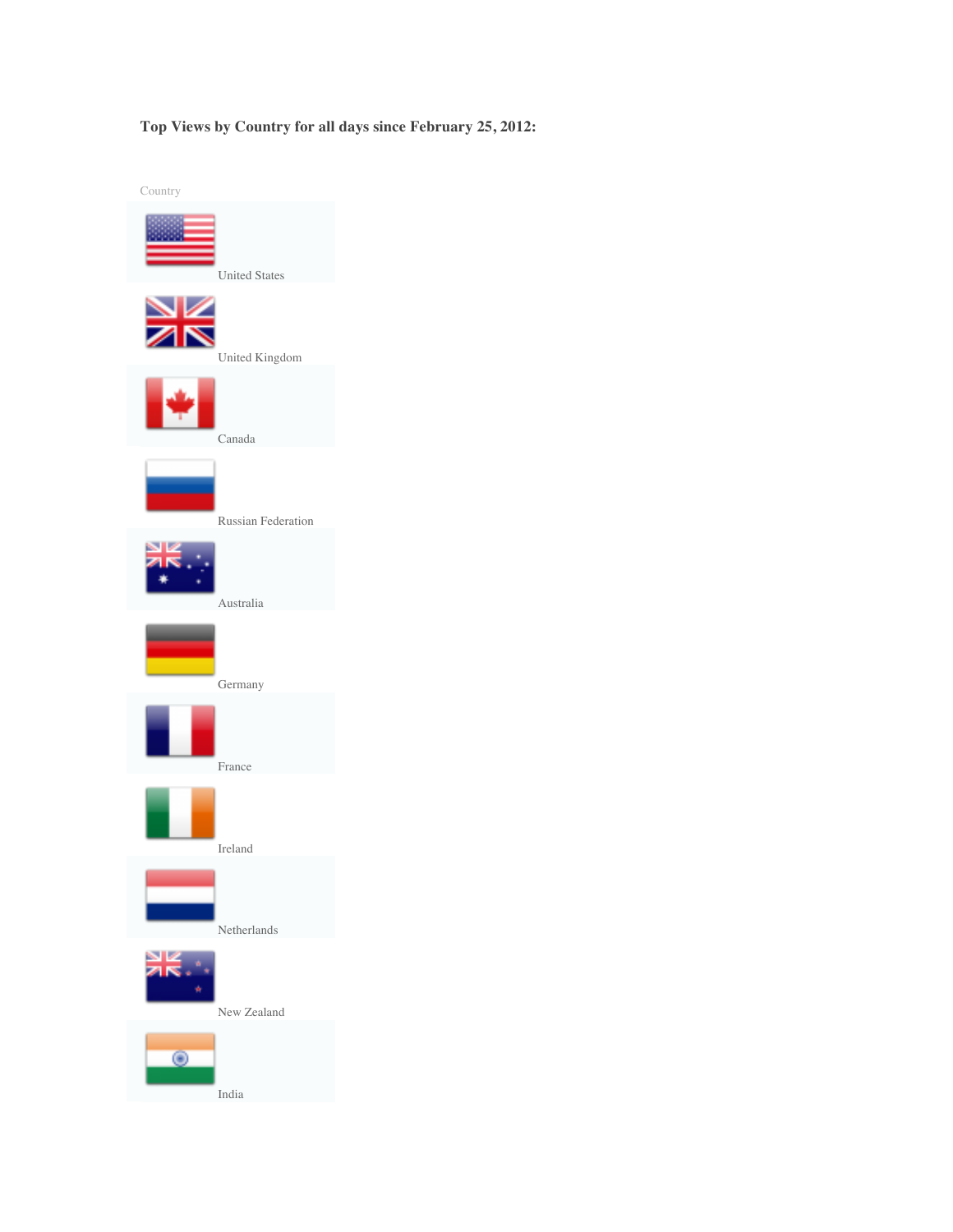**Top Views by Country for all days since February 25, 2012:**

| Country |
| --- |
| United States |
| United Kingdom |
| Canada |
| Russian Federation |
| Australia |
| Germany |
| France |
| Ireland |
| Netherlands |
| New Zealand |
| India |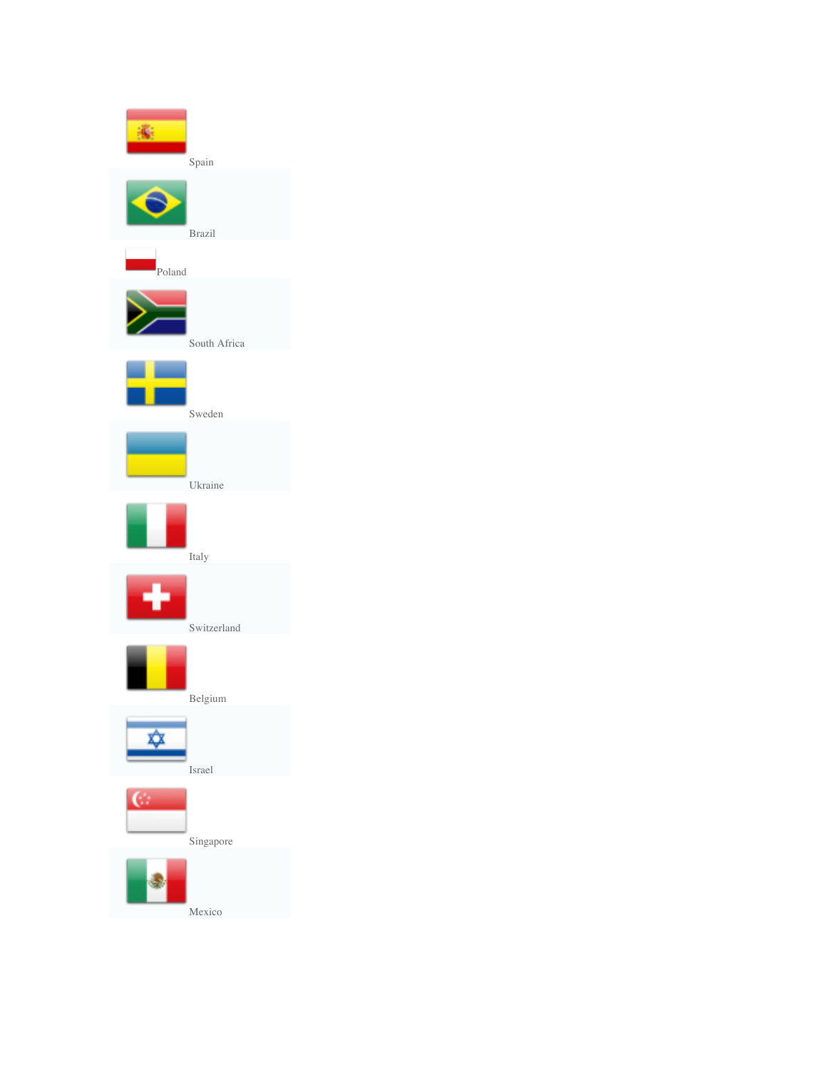Spain

Brazil

Poland

South Africa

Sweden

Ukraine

Italy

Switzerland

Belgium

Israel

Singapore

Mexico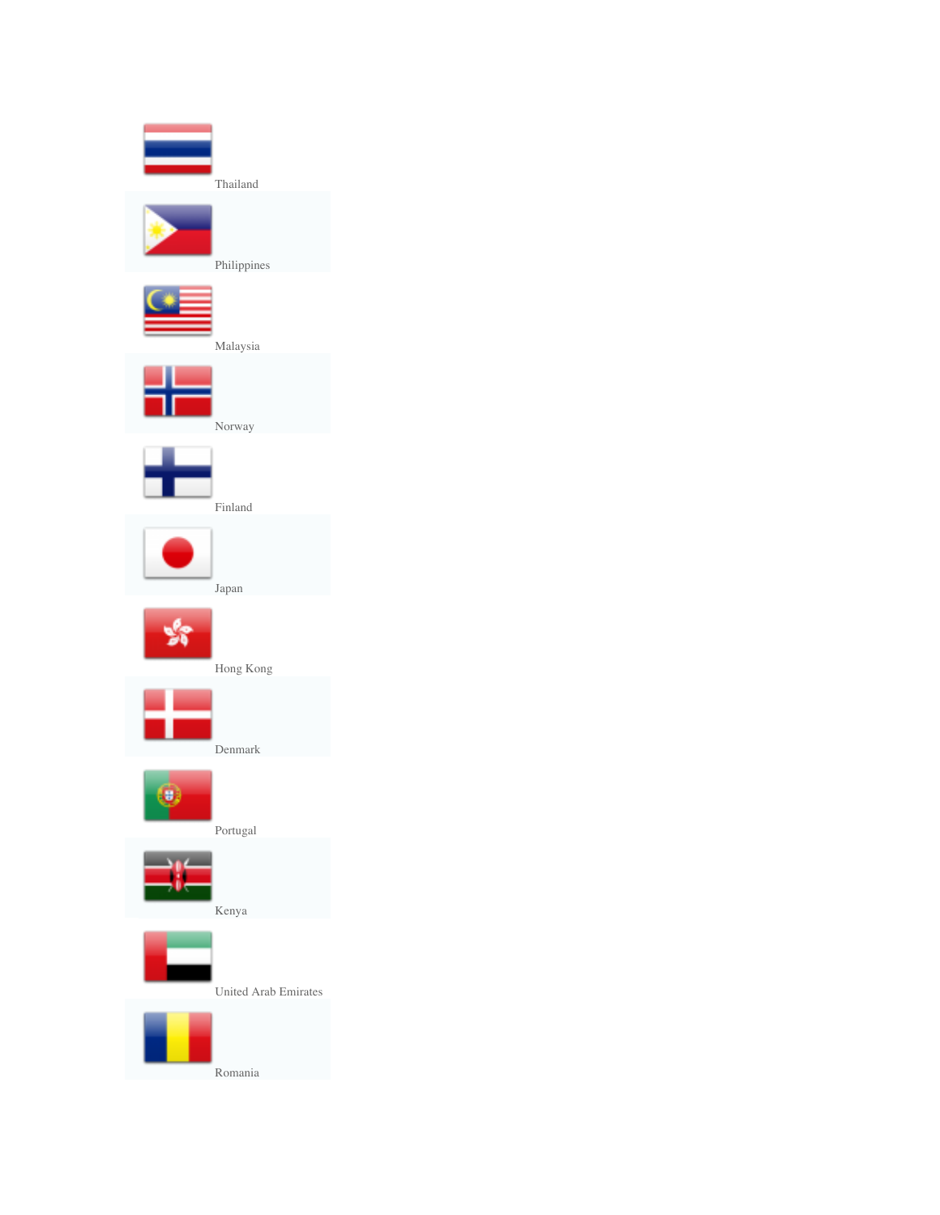Thailand

Philippines

Malaysia

Norway

Finland

Japan

Hong Kong

Denmark

Portugal

Kenya

United Arab Emirates

Romania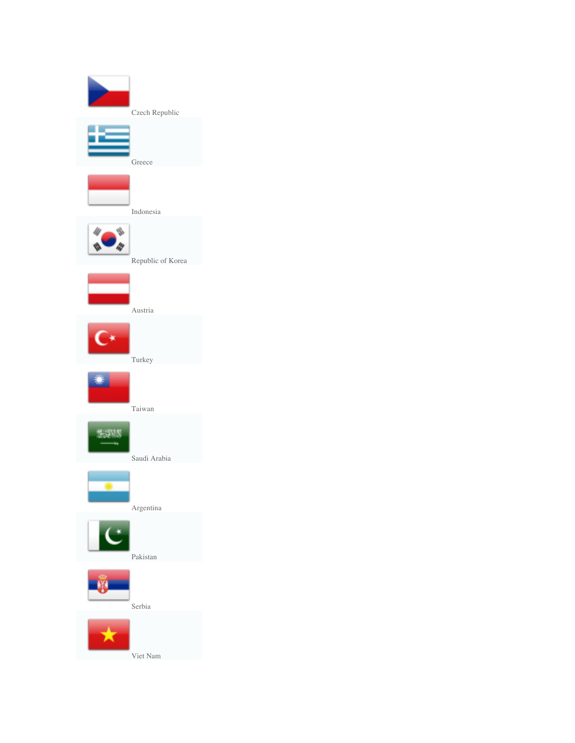Czech Republic

Greece

Indonesia

Republic of Korea

Austria

Turkey

Taiwan

Saudi Arabia

Argentina

Pakistan

Serbia

Viet Nam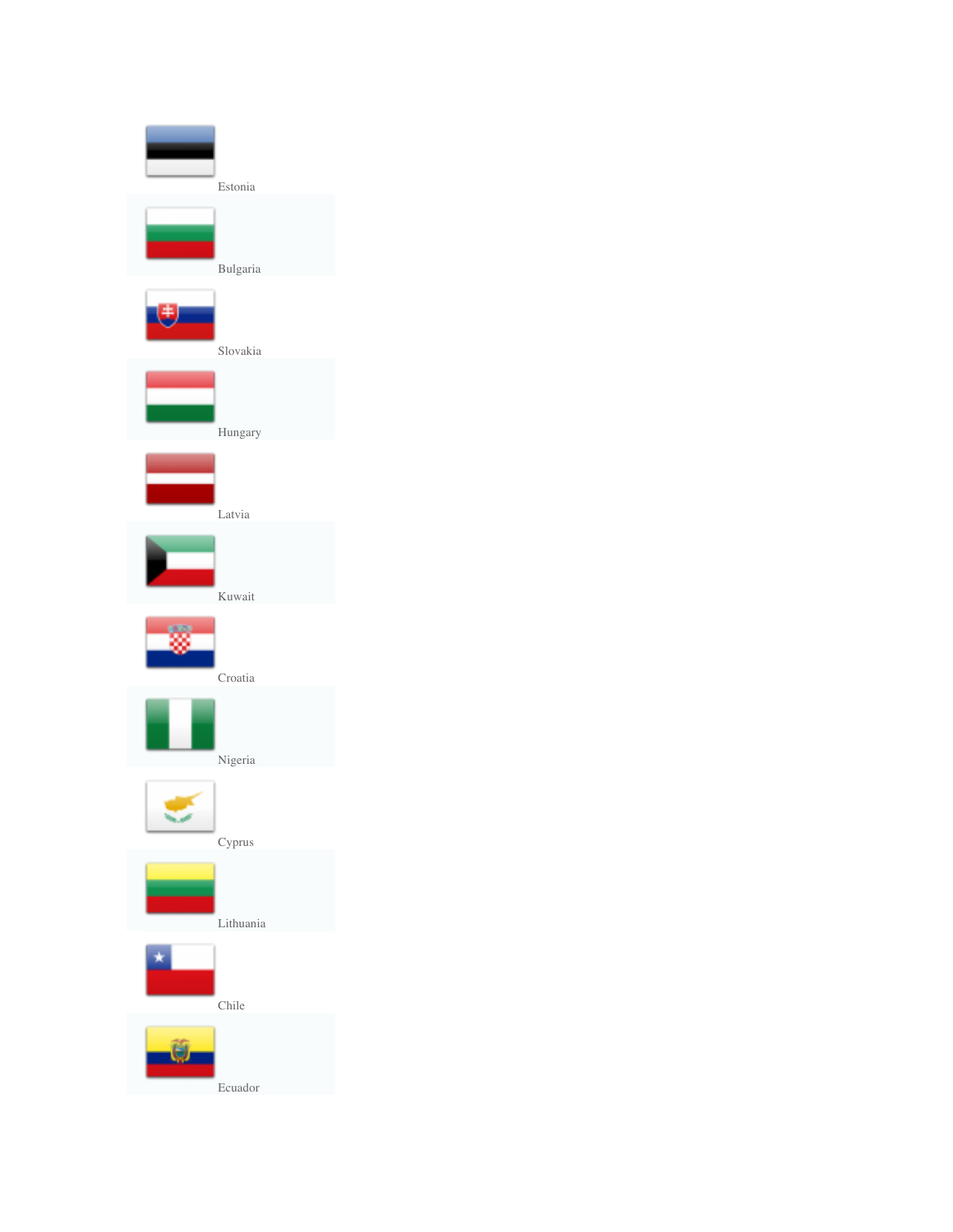Estonia

Bulgaria

Slovakia

Hungary

Latvia

Kuwait

Croatia

Nigeria

Cyprus

Lithuania

Chile

Ecuador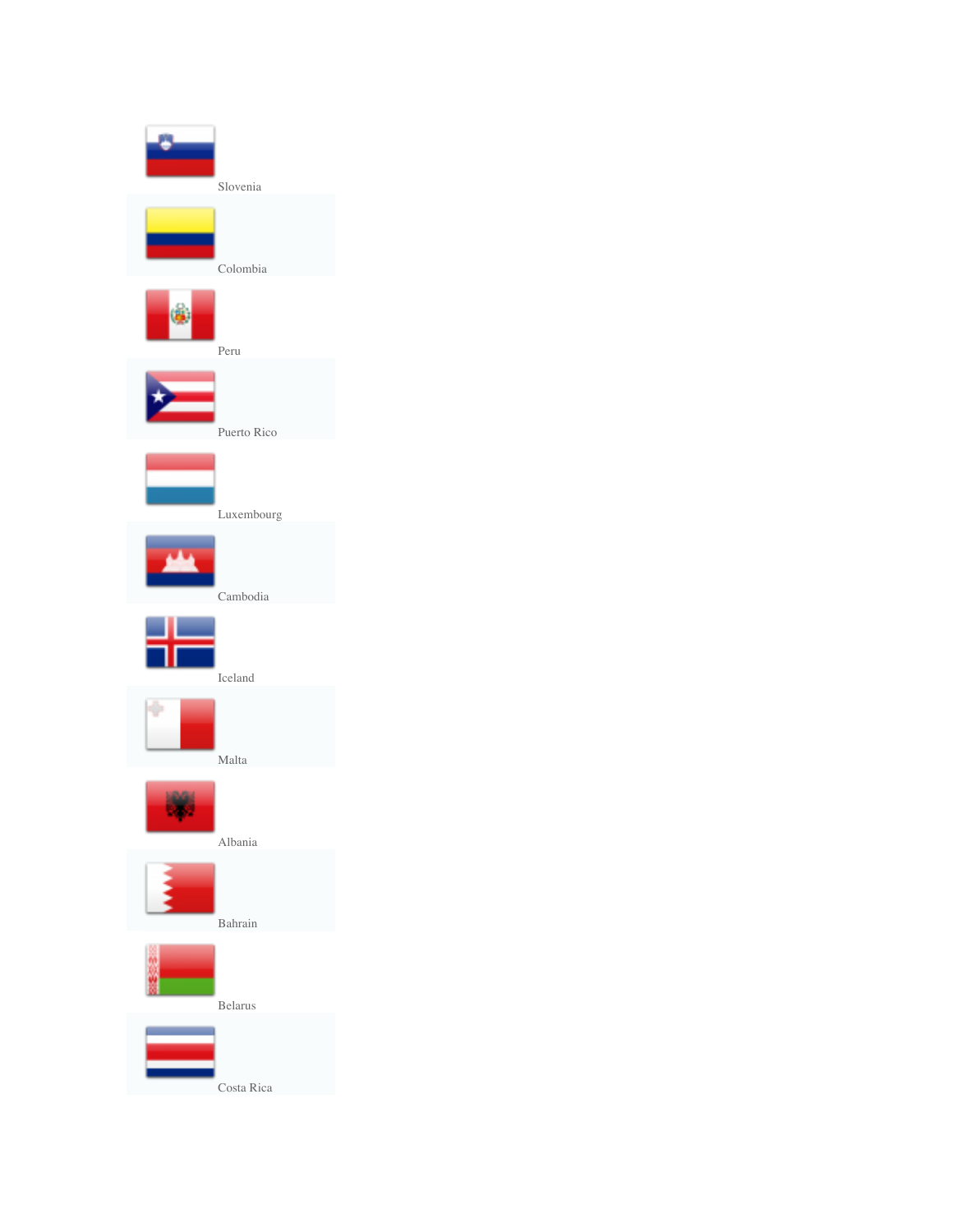Slovenia

Colombia

Peru

Puerto Rico

Luxembourg

Cambodia

Iceland

Malta

Albania

Bahrain

Belarus

Costa Rica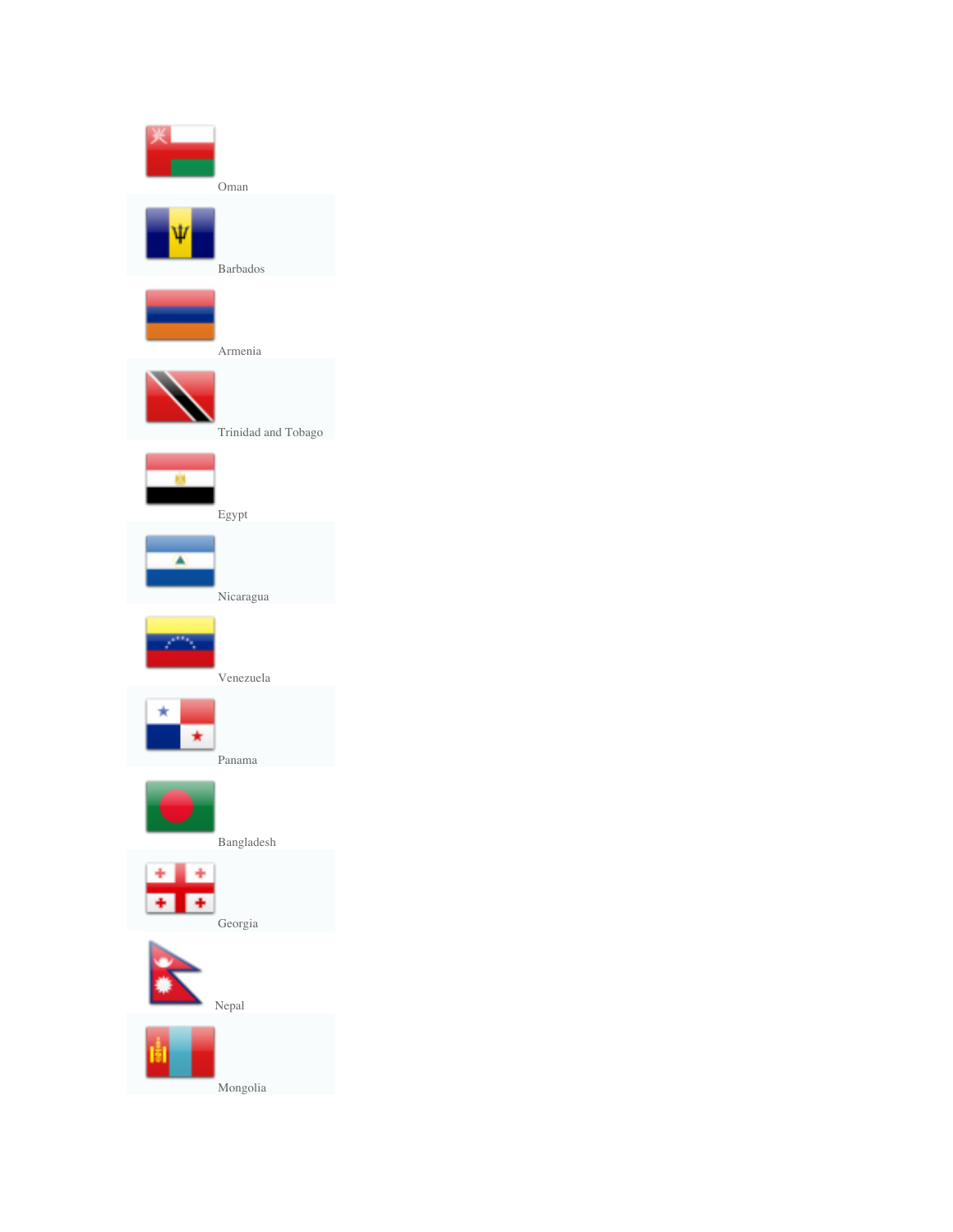Oman

Barbados

Armenia

Trinidad and Tobago

Egypt

Nicaragua

Venezuela

Panama

Bangladesh

Georgia

Nepal

Mongolia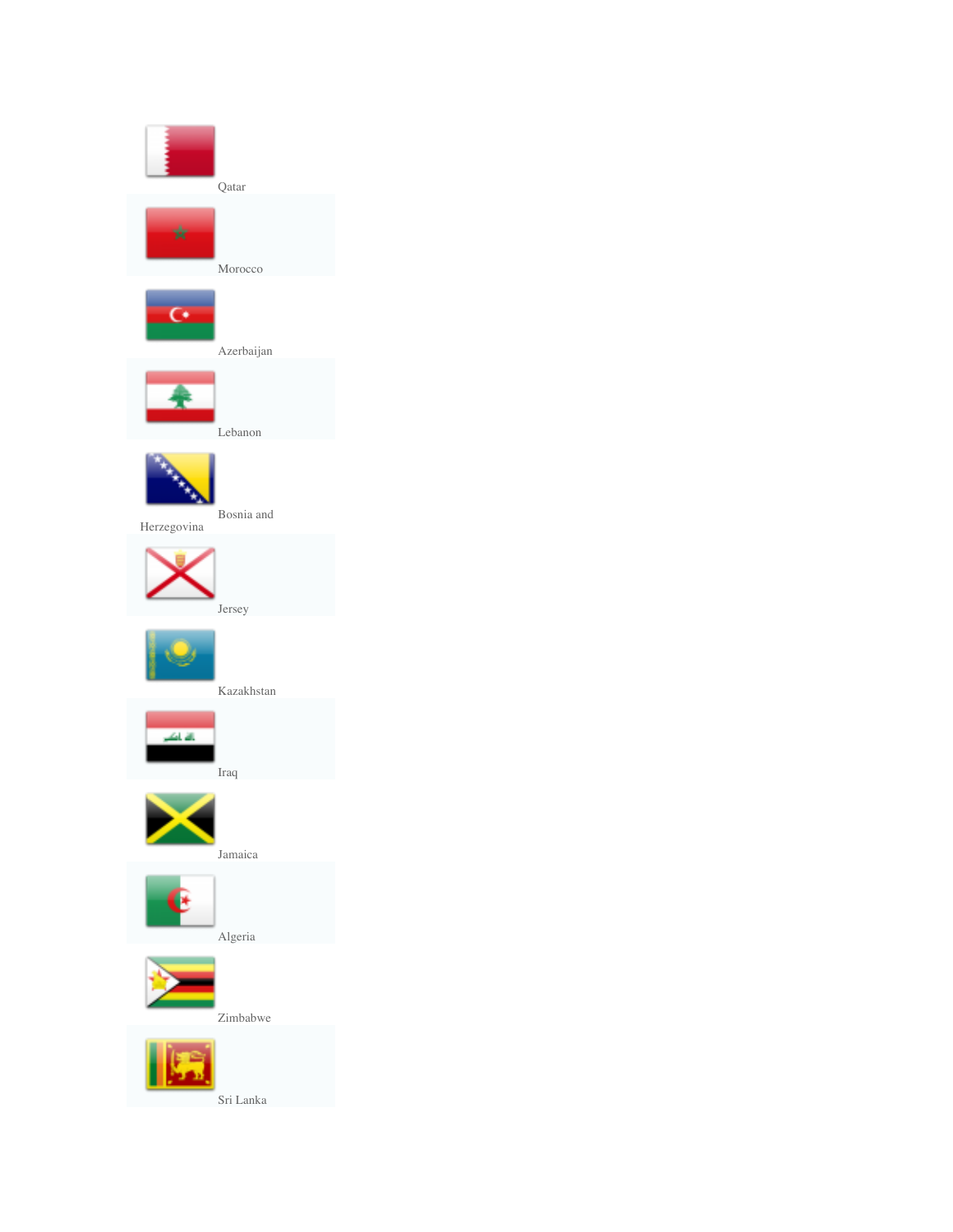Qatar

Morocco

Azerbaijan

Lebanon

Bosnia and Herzegovina

Jersey

Kazakhstan

Iraq

Jamaica

Algeria

Zimbabwe

Sri Lanka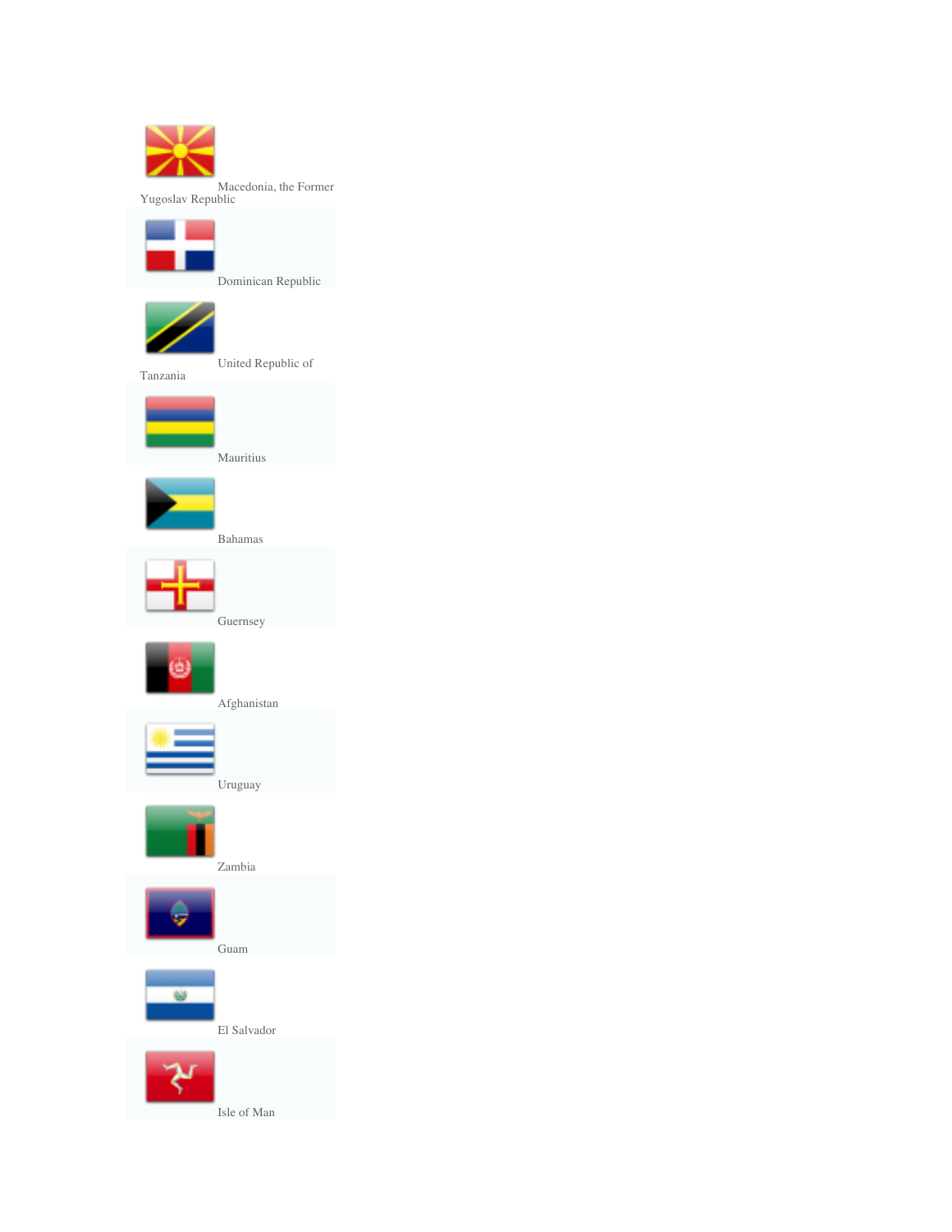Macedonia, the Former Yugoslav Republic

Dominican Republic

United Republic of Tanzania

Mauritius

Bahamas

Guernsey

Afghanistan

Uruguay

Zambia

Guam

El Salvador

Isle of Man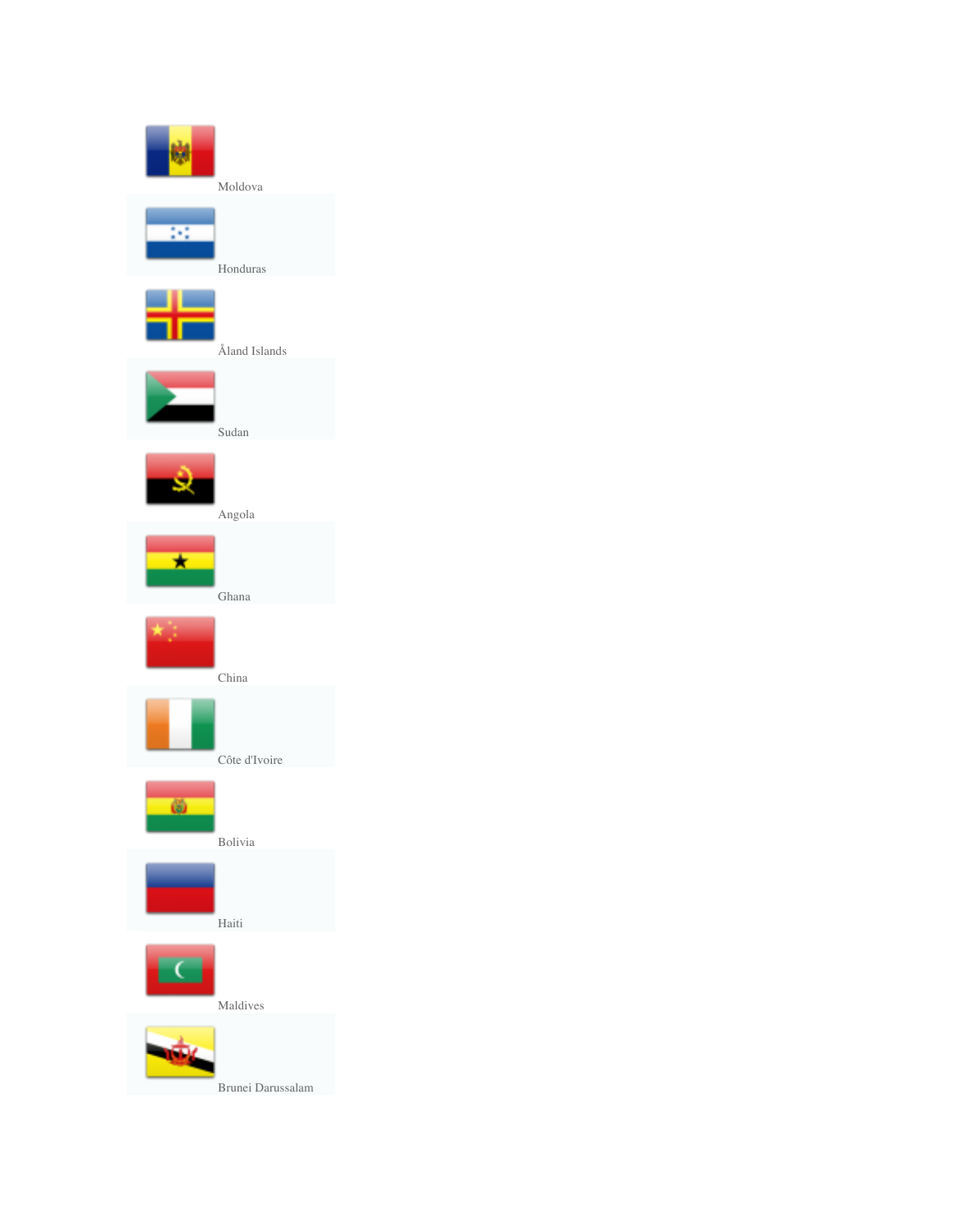Moldova

Honduras

Åland Islands

Sudan

Angola

Ghana

China

Côte d'Ivoire

Bolivia

Haiti

Maldives

Brunei Darussalam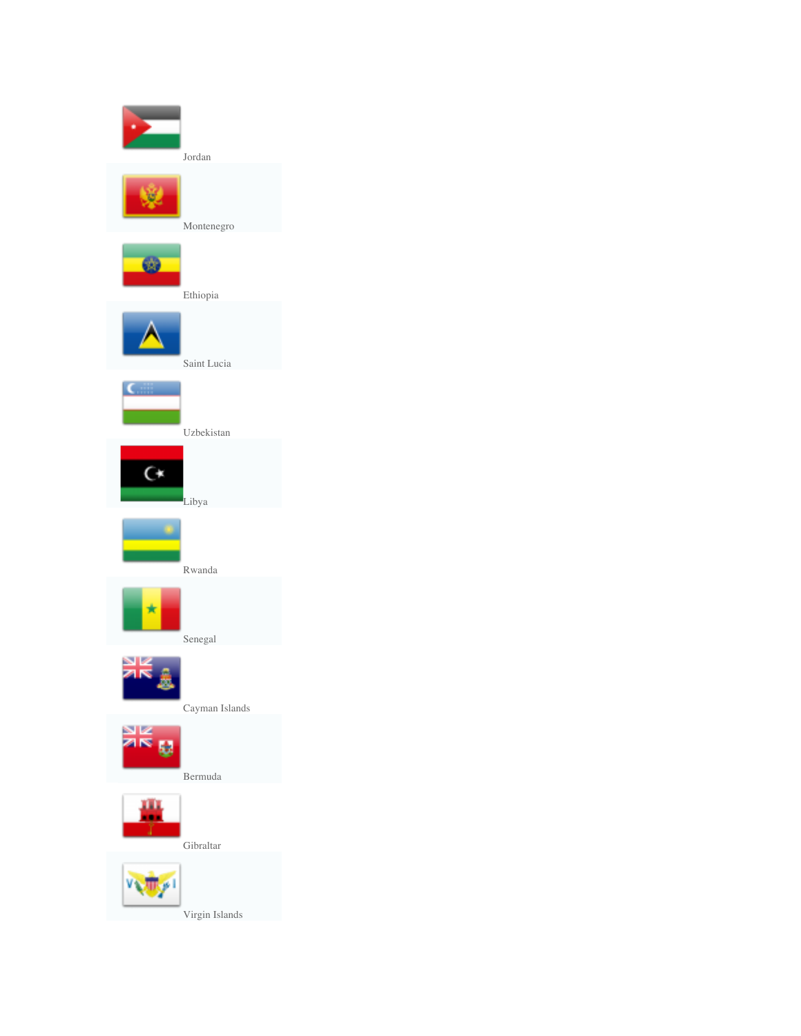Jordan

Montenegro

Ethiopia

Saint Lucia

Uzbekistan

Libya

Rwanda

Senegal

Cayman Islands

Bermuda

Gibraltar

Virgin Islands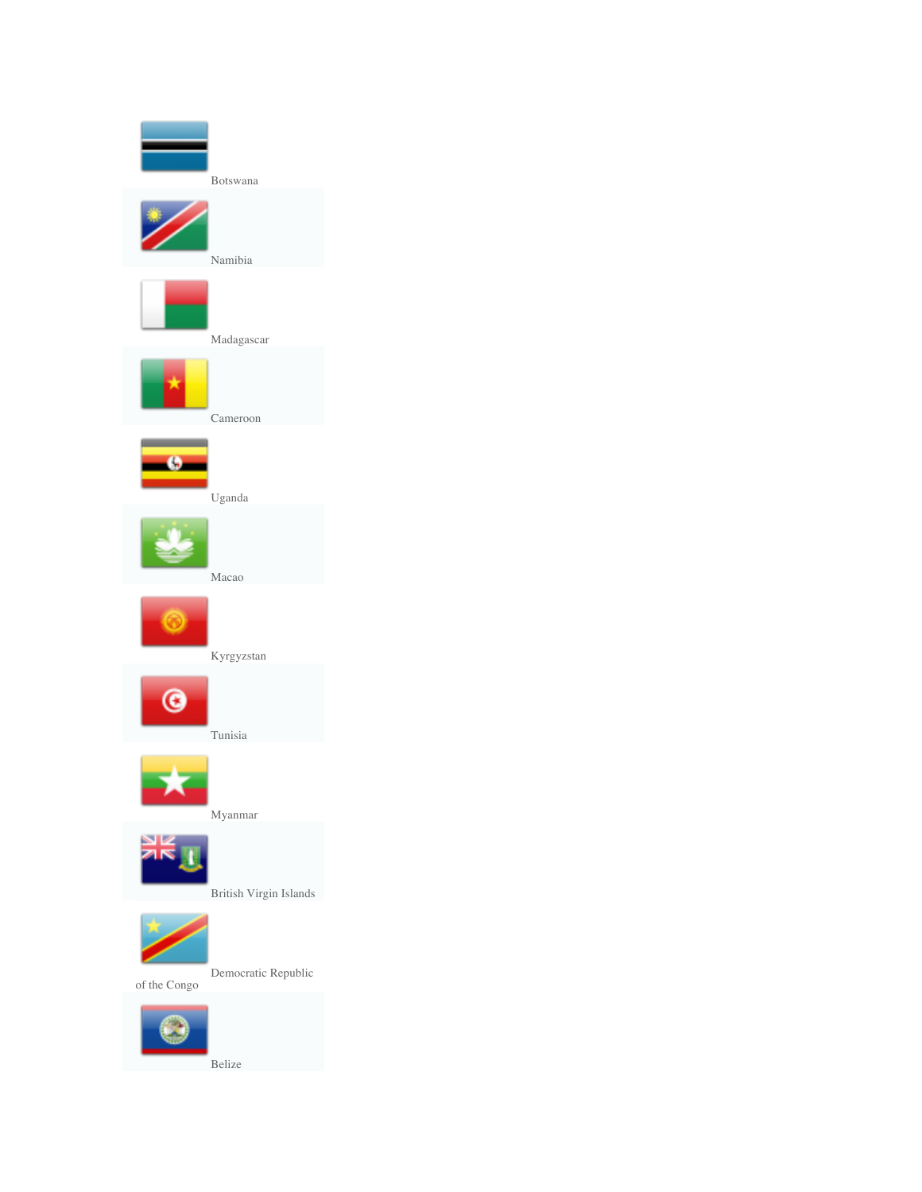Botswana

Namibia

Madagascar

Cameroon

Uganda

Macao

Kyrgyzstan

Tunisia

Myanmar

British Virgin Islands

Democratic Republic of the Congo

Belize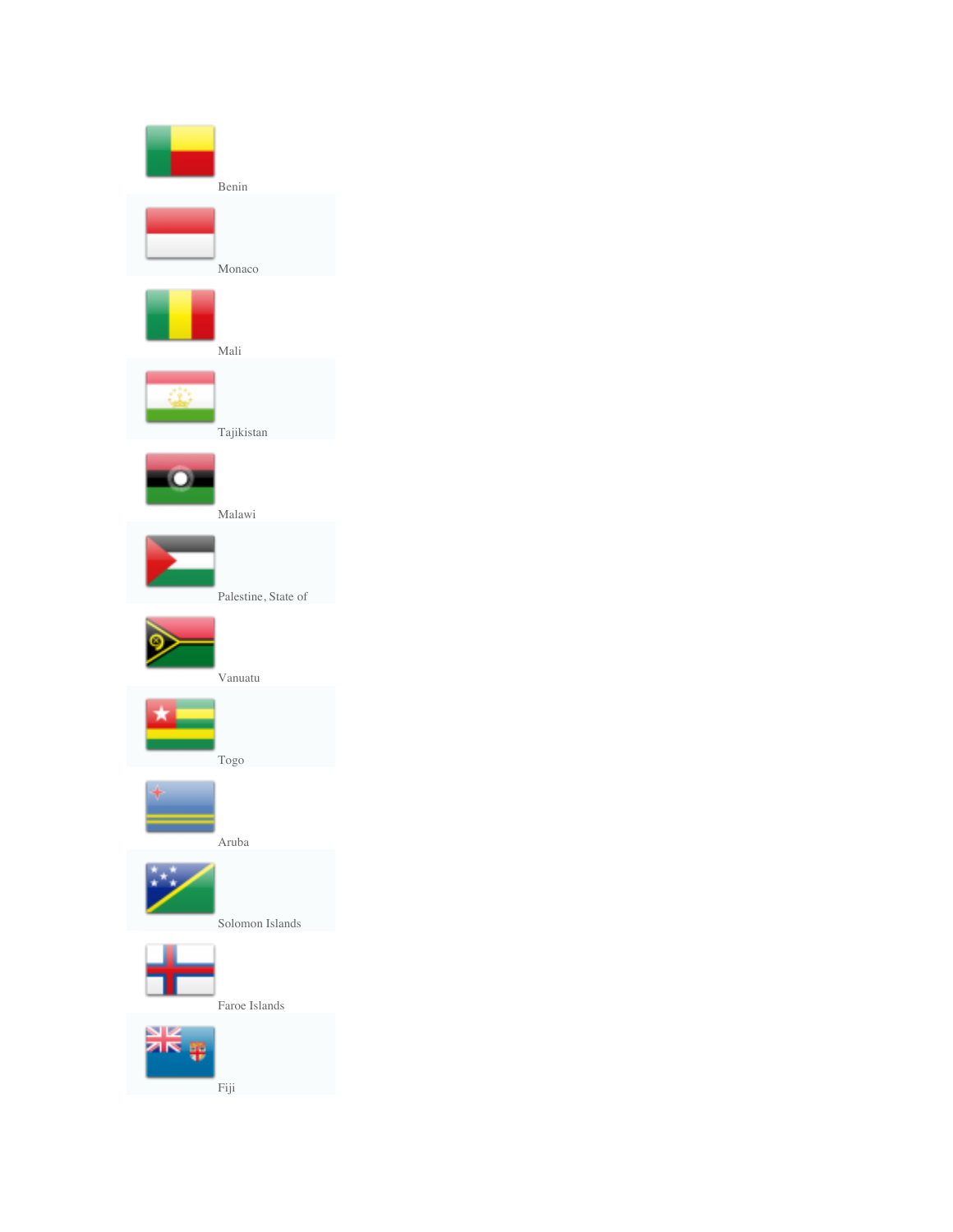Benin

Monaco

Mali

Tajikistan

Malawi

Palestine, State of

Vanuatu

Togo

Aruba

Solomon Islands

Faroe Islands

Fiji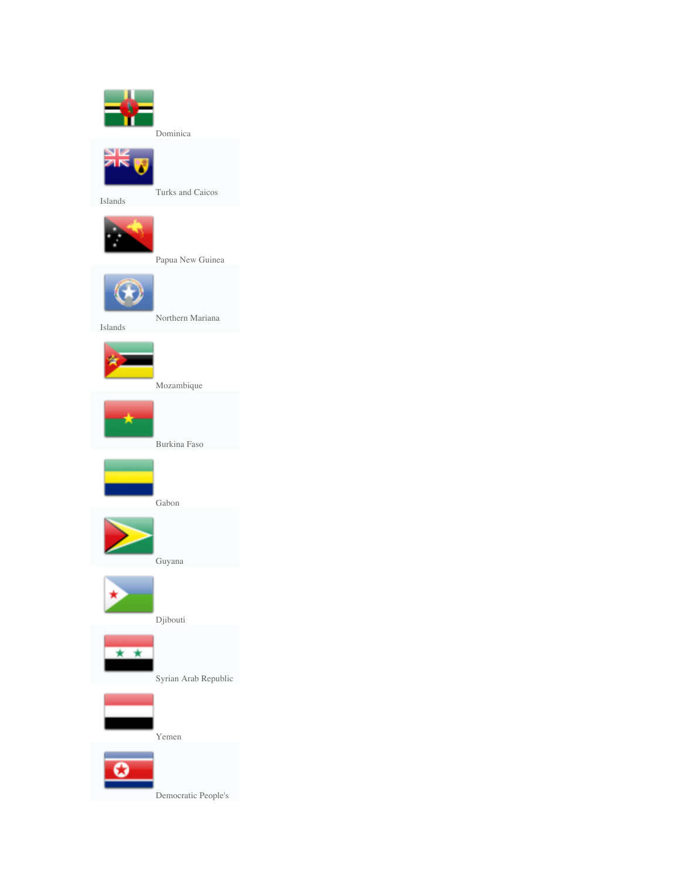Dominica

Turks and Caicos Islands

Papua New Guinea

Northern Mariana Islands

Mozambique

Burkina Faso

Gabon

Guyana

Djibouti

Syrian Arab Republic

Yemen

Democratic People's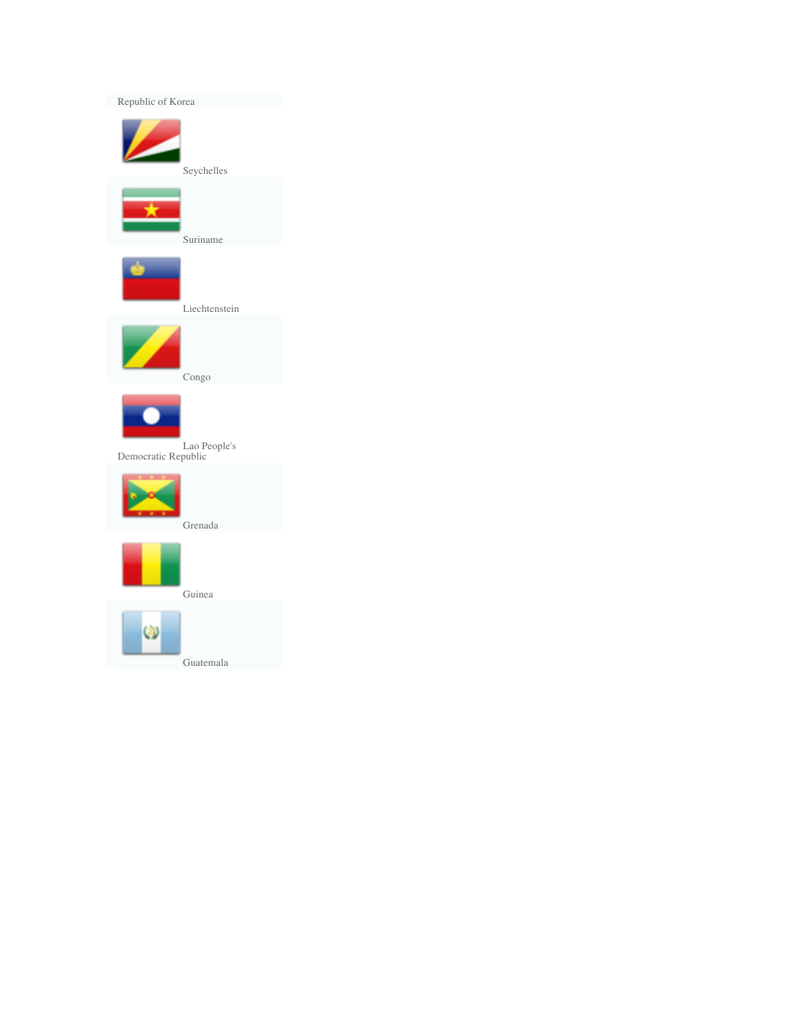Republic of Korea

Seychelles

Suriname

Liechtenstein

Congo

Lao People's Democratic Republic

Grenada

Guinea

Guatemala